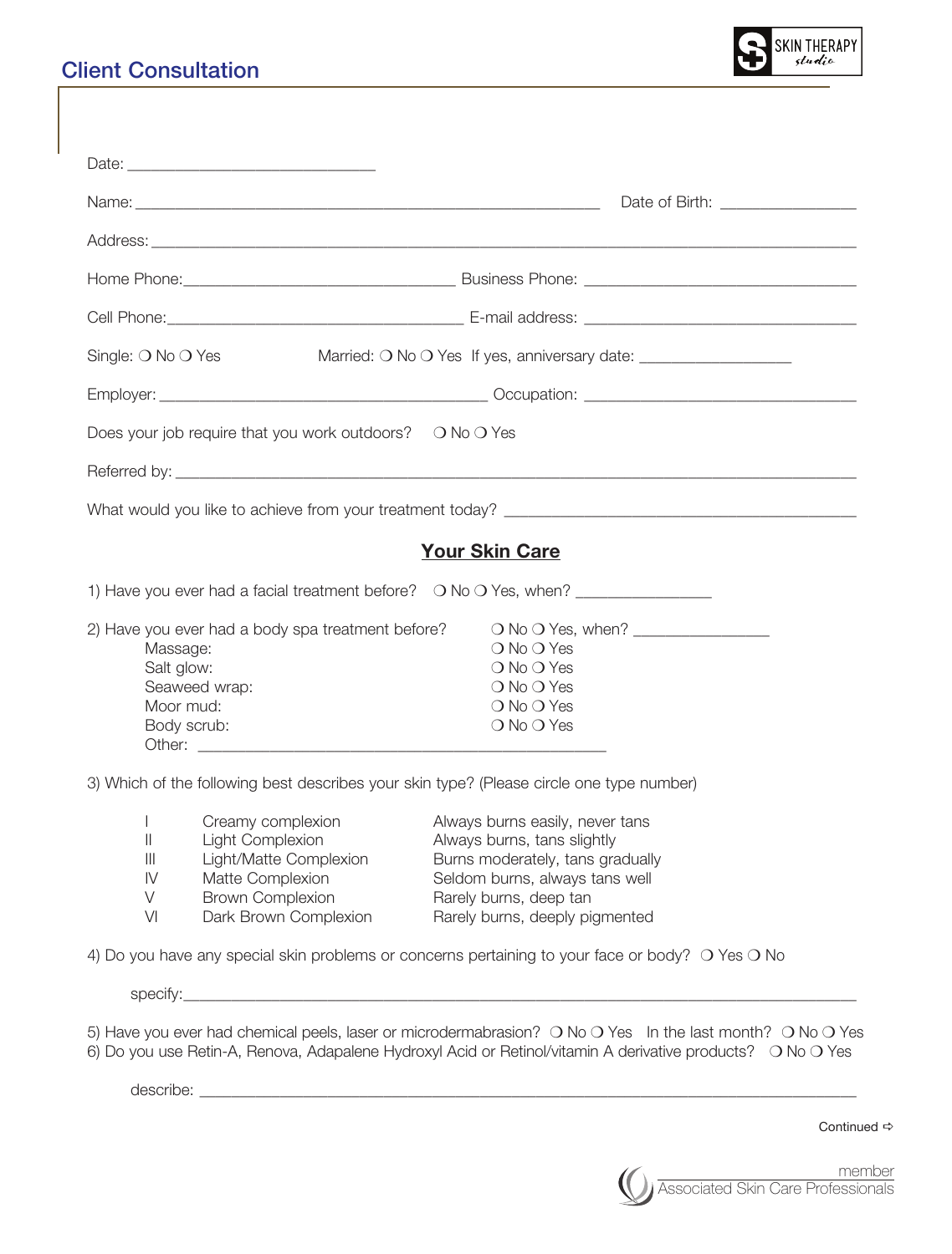## Client Consultation

SKIN THERAPY studio

Date: ______________________________

Name: ________________________________________________________ Date of Birth: ________________

Address: ________________________________________________________________________________

Home Phone: ________________________________ Business Phone: ________________________________

Cell Phone: ___________________________________ E-mail address: ________________________________

Single: ❍ No ❍ Yes Married: ❍ No ❍ Yes If yes, anniversary date: __________________

Employer: ________________________________________ Occupation: ________________________________

Does your job require that you work outdoors? ❍ No ❍ Yes

Referred by: ______________________________________________________________________________

What would you like to achieve from your treatment today? __________________________________________

### Your Skin Care

1) Have you ever had a facial treatment before? ❍ No ❍ Yes, when? ________________

2) Have you ever had a body spa treatment before? ❍ No ❍ Yes, when? ________________

| | |
|---|---|
| Massage: | ❍ No ❍ Yes |
| Salt glow: | ❍ No ❍ Yes |
| Seaweed wrap: | ❍ No ❍ Yes |
| Moor mud: | ❍ No ❍ Yes |
| Body scrub: | ❍ No ❍ Yes |

Other: ________________________________________________

3) Which of the following best describes your skin type? (Please circle one type number)

| | | |
|---|---|---|
| I | Creamy complexion | Always burns easily, never tans |
| II | Light Complexion | Always burns, tans slightly |
| III | Light/Matte Complexion | Burns moderately, tans gradually |
| IV | Matte Complexion | Seldom burns, always tans well |
| V | Brown Complexion | Rarely burns, deep tan |
| VI | Dark Brown Complexion | Rarely burns, deeply pigmented |

4) Do you have any special skin problems or concerns pertaining to your face or body? ❍ Yes ❍ No

specify: ________________________________________________________________________________

5) Have you ever had chemical peels, laser or microdermabrasion? ❍ No ❍ Yes In the last month? ❍ No ❍ Yes

6) Do you use Retin-A, Renova, Adapalene Hydroxyl Acid or Retinol/vitamin A derivative products? ❍ No ❍ Yes

describe: ________________________________________________________________________________

Continued ⇨

member Associated Skin Care Professionals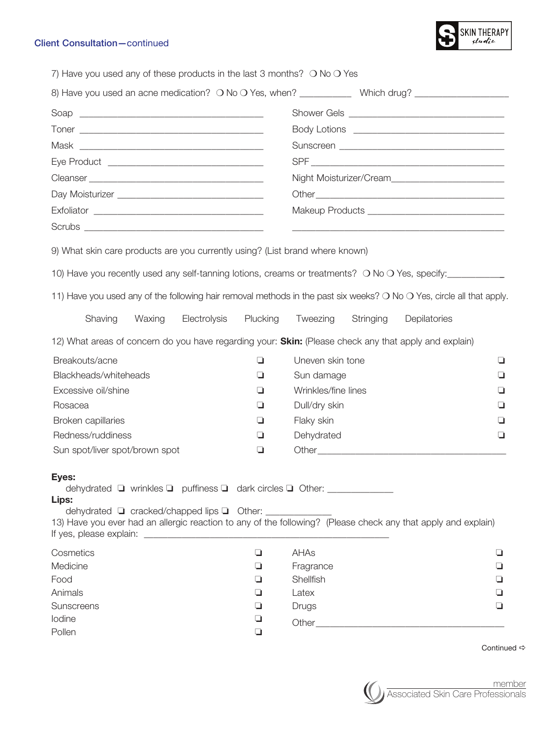**Client Consultation—continued**

SKIN THERAPY *studio*

7) Have you used any of these products in the last 3 months? ❍ No ❍ Yes

8) Have you used an acne medication? ❍ No ❍ Yes, when? __________ Which drug? __________________

Soap ____________________________________

Toner ____________________________________

Mask ____________________________________

Eye Product ______________________________

Cleanser _________________________________

Day Moisturizer ___________________________

Exfoliator ________________________________

Scrubs __________________________________

Shower Gels ______________________________

Body Lotions ______________________________

Sunscreen ________________________________

SPF _____________________________________

Night Moisturizer/Cream_____________________

Other ____________________________________

Makeup Products __________________________

_________________________________________

9) What skin care products are you currently using? (List brand where known)

10) Have you recently used any self-tanning lotions, creams or treatments? ❍ No ❍ Yes, specify:____________

11) Have you used any of the following hair removal methods in the past six weeks? ❍ No ❍ Yes, circle all that apply.

Shaving Waxing Electrolysis Plucking Tweezing Stringing Depilatories

12) What areas of concern do you have regarding your: **Skin:** (Please check any that apply and explain)

| | | | |
|---|---|---|---|
| Breakouts/acne | ❏ | Uneven skin tone | ❏ |
| Blackheads/whiteheads | ❏ | Sun damage | ❏ |
| Excessive oil/shine | ❏ | Wrinkles/fine lines | ❏ |
| Rosacea | ❏ | Dull/dry skin | ❏ |
| Broken capillaries | ❏ | Flaky skin | ❏ |
| Redness/ruddiness | ❏ | Dehydrated | ❏ |
| Sun spot/liver spot/brown spot | ❏ | Other_________________________ | |

**Eyes:**

dehydrated ❏ wrinkles ❏ puffiness ❏ dark circles ❏ Other: _____________

**Lips:**

dehydrated ❏ cracked/chapped lips ❏ Other: _____________

13) Have you ever had an allergic reaction to any of the following? (Please check any that apply and explain)
If yes, please explain: ______________________________________________

| | | | |
|---|---|---|---|
| Cosmetics | ❏ | AHAs | ❏ |
| Medicine | ❏ | Fragrance | ❏ |
| Food | ❏ | Shellfish | ❏ |
| Animals | ❏ | Latex | ❏ |
| Sunscreens | ❏ | Drugs | ❏ |
| Iodine | ❏ | Other_________________________ | |
| Pollen | ❏ | | |

Continued ⇨

member
Associated Skin Care Professionals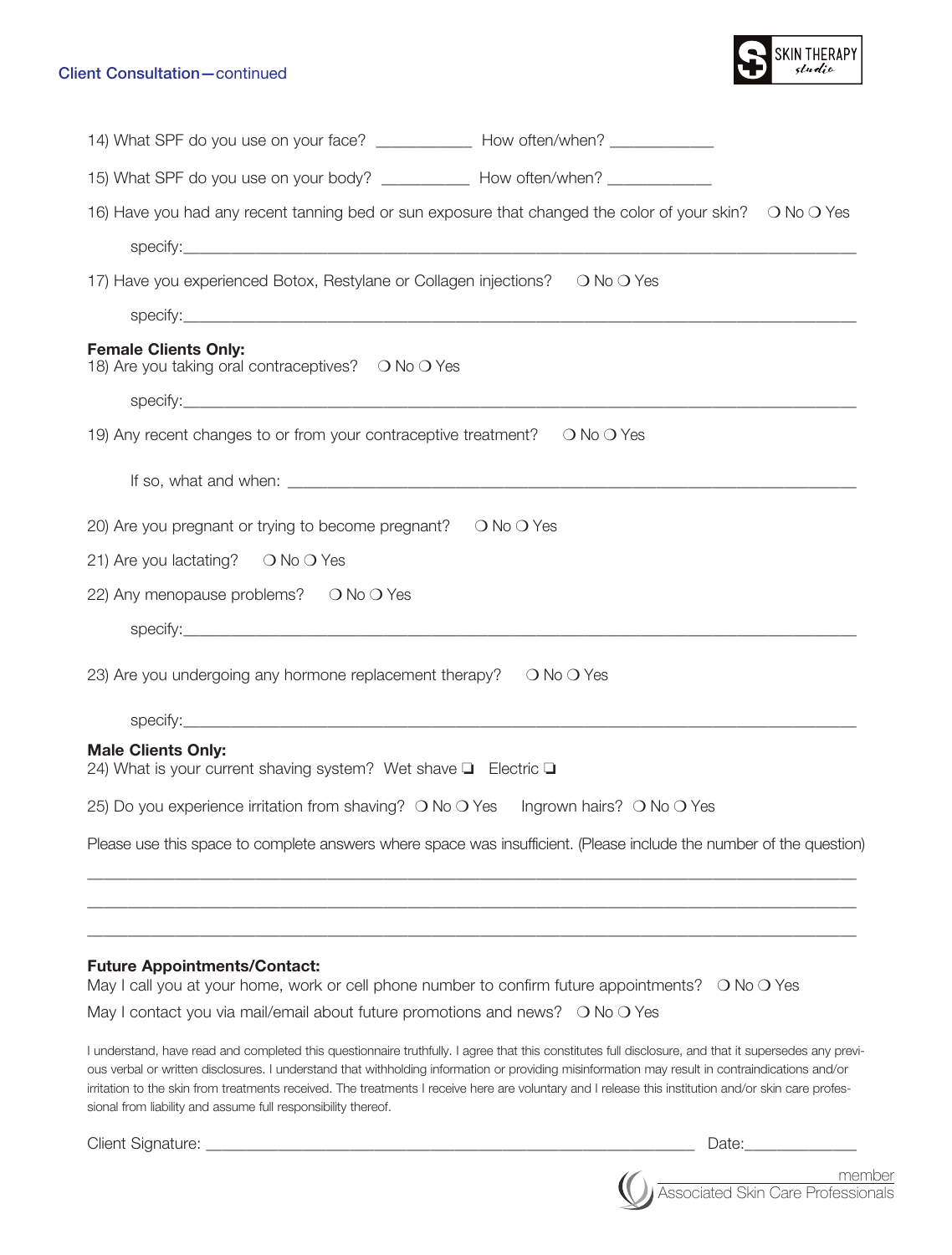Client Consultation—continued

14) What SPF do you use on your face? ___________ How often/when? ____________

15) What SPF do you use on your body? __________ How often/when? ____________

16) Have you had any recent tanning bed or sun exposure that changed the color of your skin? ❍ No ❍ Yes

specify:_______________________________________________________________________________

17) Have you experienced Botox, Restylane or Collagen injections? ❍ No ❍ Yes

specify:_______________________________________________________________________________

**Female Clients Only:**

18) Are you taking oral contraceptives? ❍ No ❍ Yes

specify:_______________________________________________________________________________

19) Any recent changes to or from your contraceptive treatment? ❍ No ❍ Yes

If so, what and when: ___________________________________________________________________

20) Are you pregnant or trying to become pregnant? ❍ No ❍ Yes

21) Are you lactating? ❍ No ❍ Yes

22) Any menopause problems? ❍ No ❍ Yes

specify:_______________________________________________________________________________

23) Are you undergoing any hormone replacement therapy? ❍ No ❍ Yes

specify:_______________________________________________________________________________

**Male Clients Only:**

24) What is your current shaving system? Wet shave ❑ Electric ❑

25) Do you experience irritation from shaving? ❍ No ❍ Yes Ingrown hairs? ❍ No ❍ Yes

Please use this space to complete answers where space was insufficient. (Please include the number of the question)

_______________________________________________________________________________________

_______________________________________________________________________________________

_______________________________________________________________________________________

**Future Appointments/Contact:**

May I call you at your home, work or cell phone number to confirm future appointments? ❍ No ❍ Yes

May I contact you via mail/email about future promotions and news? ❍ No ❍ Yes

I understand, have read and completed this questionnaire truthfully. I agree that this constitutes full disclosure, and that it supersedes any previous verbal or written disclosures. I understand that withholding information or providing misinformation may result in contraindications and/or irritation to the skin from treatments received. The treatments I receive here are voluntary and I release this institution and/or skin care professional from liability and assume full responsibility thereof.

Client Signature: _____________________________________________________ Date:_____________

member
Associated Skin Care Professionals